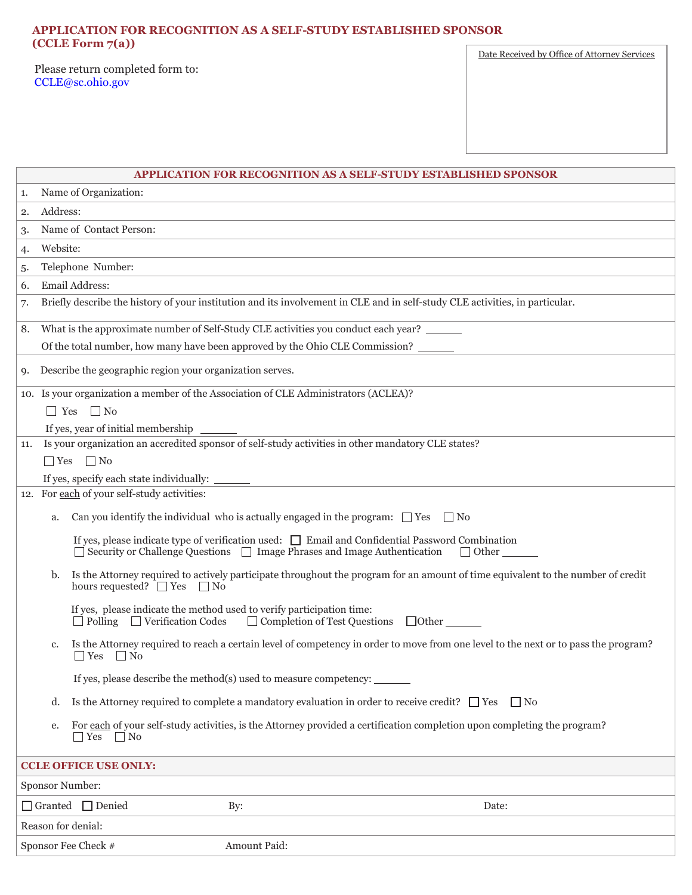# APPLICATION FOR RECOGNITION AS A SELF-STUDY ESTABLISHED SPONSOR (CCLE Form 7(a))

Please return completed form to:
CCLE@sc.ohio.gov

Date Received by Office of Attorney Services

## APPLICATION FOR RECOGNITION AS A SELF-STUDY ESTABLISHED SPONSOR

1. Name of Organization:
2. Address:
3. Name of Contact Person:
4. Website:
5. Telephone Number:
6. Email Address:
7. Briefly describe the history of your institution and its involvement in CLE and in self-study CLE activities, in particular.
8. What is the approximate number of Self-Study CLE activities you conduct each year? ______

   Of the total number, how many have been approved by the Ohio CLE Commission? ______
9. Describe the geographic region your organization serves.
10. Is your organization a member of the Association of CLE Administrators (ACLEA)?

    ☐ Yes ☐ No

    If yes, year of initial membership ______
11. Is your organization an accredited sponsor of self-study activities in other mandatory CLE states?

    ☐ Yes ☐ No

    If yes, specify each state individually: ______
12. For each of your self-study activities:

    a. Can you identify the individual who is actually engaged in the program: ☐ Yes ☐ No

       If yes, please indicate type of verification used: ☐ Email and Confidential Password Combination ☐ Security or Challenge Questions ☐ Image Phrases and Image Authentication ☐ Other ______

    b. Is the Attorney required to actively participate throughout the program for an amount of time equivalent to the number of credit hours requested? ☐ Yes ☐ No

       If yes, please indicate the method used to verify participation time: ☐ Polling ☐ Verification Codes ☐ Completion of Test Questions ☐ Other ______

    c. Is the Attorney required to reach a certain level of competency in order to move from one level to the next or to pass the program? ☐ Yes ☐ No

       If yes, please describe the method(s) used to measure competency: ______

    d. Is the Attorney required to complete a mandatory evaluation in order to receive credit? ☐ Yes ☐ No

    e. For each of your self-study activities, is the Attorney provided a certification completion upon completing the program? ☐ Yes ☐ No

### CCLE OFFICE USE ONLY:

Sponsor Number:

☐ Granted ☐ Denied By: Date:

Reason for denial:

Sponsor Fee Check # Amount Paid: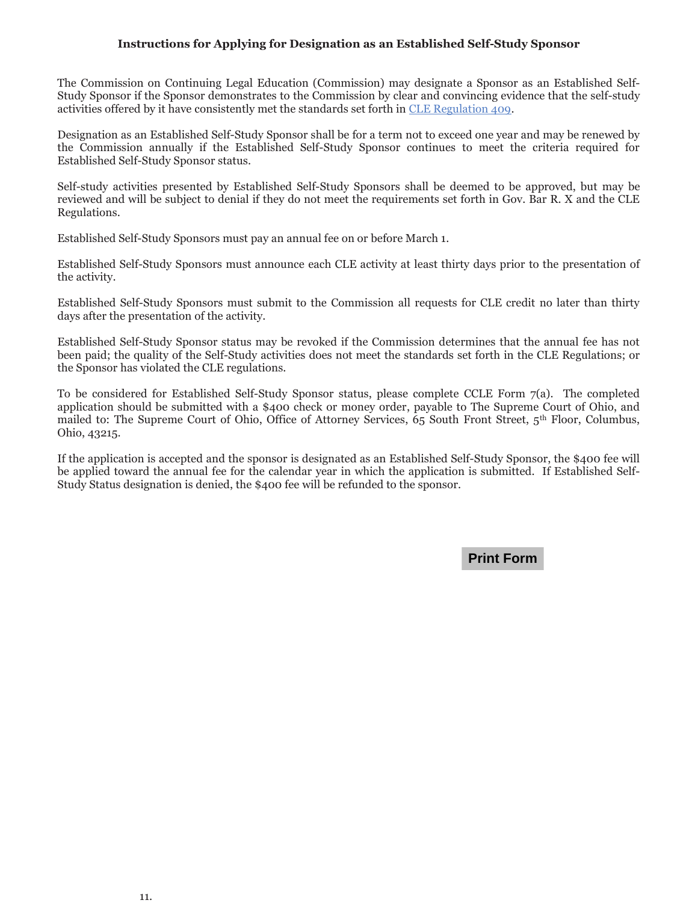**Instructions for Applying for Designation as an Established Self-Study Sponsor**

The Commission on Continuing Legal Education (Commission) may designate a Sponsor as an Established Self-Study Sponsor if the Sponsor demonstrates to the Commission by clear and convincing evidence that the self-study activities offered by it have consistently met the standards set forth in CLE Regulation 409.

Designation as an Established Self-Study Sponsor shall be for a term not to exceed one year and may be renewed by the Commission annually if the Established Self-Study Sponsor continues to meet the criteria required for Established Self-Study Sponsor status.

Self-study activities presented by Established Self-Study Sponsors shall be deemed to be approved, but may be reviewed and will be subject to denial if they do not meet the requirements set forth in Gov. Bar R. X and the CLE Regulations.

Established Self-Study Sponsors must pay an annual fee on or before March 1.

Established Self-Study Sponsors must announce each CLE activity at least thirty days prior to the presentation of the activity.

Established Self-Study Sponsors must submit to the Commission all requests for CLE credit no later than thirty days after the presentation of the activity.

Established Self-Study Sponsor status may be revoked if the Commission determines that the annual fee has not been paid; the quality of the Self-Study activities does not meet the standards set forth in the CLE Regulations; or the Sponsor has violated the CLE regulations.

To be considered for Established Self-Study Sponsor status, please complete CCLE Form 7(a). The completed application should be submitted with a $400 check or money order, payable to The Supreme Court of Ohio, and mailed to: The Supreme Court of Ohio, Office of Attorney Services, 65 South Front Street, 5th Floor, Columbus, Ohio, 43215.

If the application is accepted and the sponsor is designated as an Established Self-Study Sponsor, the $400 fee will be applied toward the annual fee for the calendar year in which the application is submitted. If Established Self-Study Status designation is denied, the $400 fee will be refunded to the sponsor.

Print Form

11.